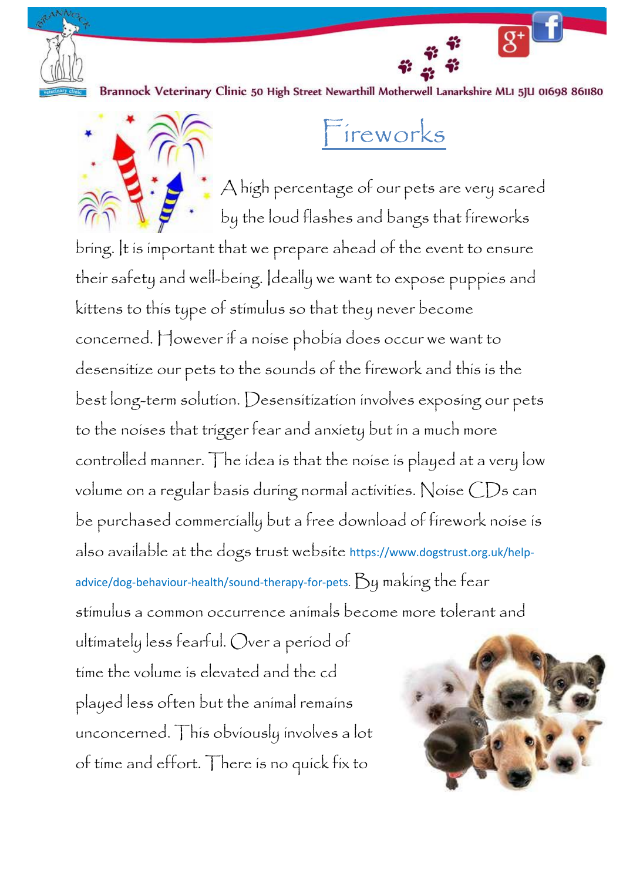Brannock Veterinary Clinic 50 High Street Newarthill Motherwell Lanarkshire ML1 5JU 01698 861180

# Fireworks

A high percentage of our pets are very scared by the loud flashes and bangs that fireworks bring. It is important that we prepare ahead of the event to ensure their safety and well-being. Ideally we want to expose puppies and kittens to this type of stimulus so that they never become concerned. However if a noise phobia does occur we want to desensitize our pets to the sounds of the firework and this is the best long-term solution. Desensitization involves exposing our pets to the noises that trigger fear and anxiety but in a much more controlled manner. The idea is that the noise is played at a very low volume on a regular basis during normal activities. Noise CDs can be purchased commercially but a free download of firework noise is also available at the dogs trust website https://www.dogstrust.org.uk/help-advice/dog-behaviour-health/sound-therapy-for-pets. By making the fear stimulus a common occurrence animals become more tolerant and ultimately less fearful. Over a period of time the volume is elevated and the cd played less often but the animal remains unconcerned. This obviously involves a lot of time and effort. There is no quick fix to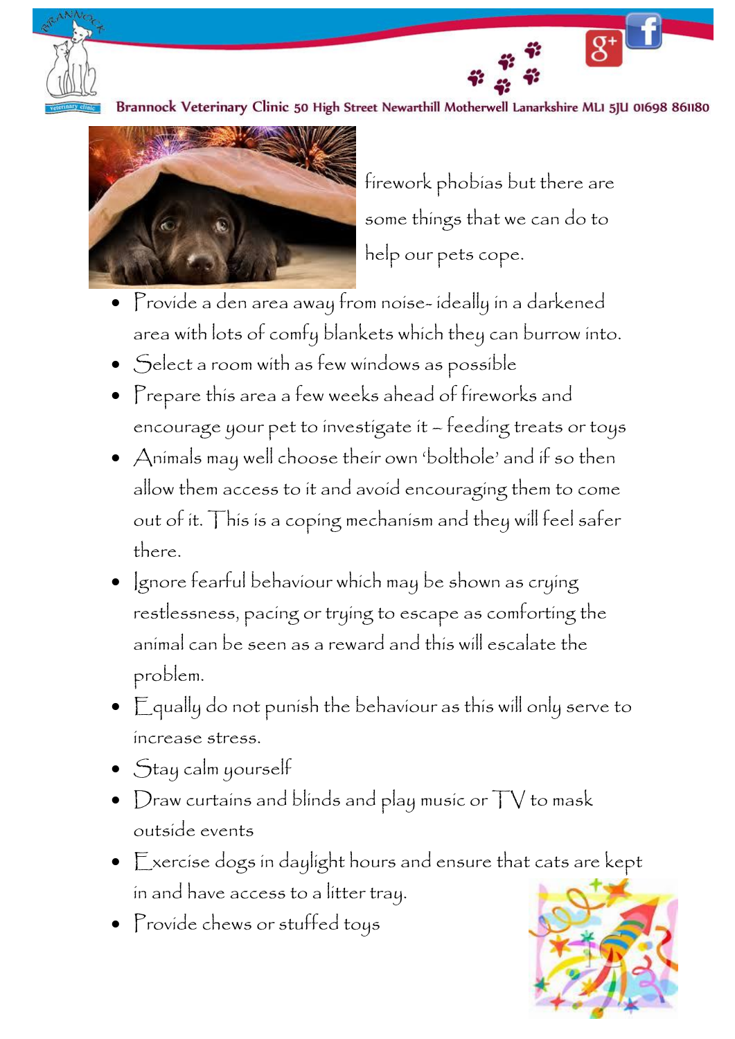firework phobias but there are some things that we can do to help our pets cope.

- Provide a den area away from noise- ideally in a darkened area with lots of comfy blankets which they can burrow into.
- Select a room with as few windows as possible
- Prepare this area a few weeks ahead of fireworks and encourage your pet to investigate it – feeding treats or toys
- Animals may well choose their own 'bolthole' and if so then allow them access to it and avoid encouraging them to come out of it. This is a coping mechanism and they will feel safer there.
- Ignore fearful behaviour which may be shown as crying restlessness, pacing or trying to escape as comforting the animal can be seen as a reward and this will escalate the problem.
- Equally do not punish the behaviour as this will only serve to increase stress.
- Stay calm yourself
- Draw curtains and blinds and play music or TV to mask outside events
- Exercise dogs in daylight hours and ensure that cats are kept in and have access to a litter tray.
- Provide chews or stuffed toys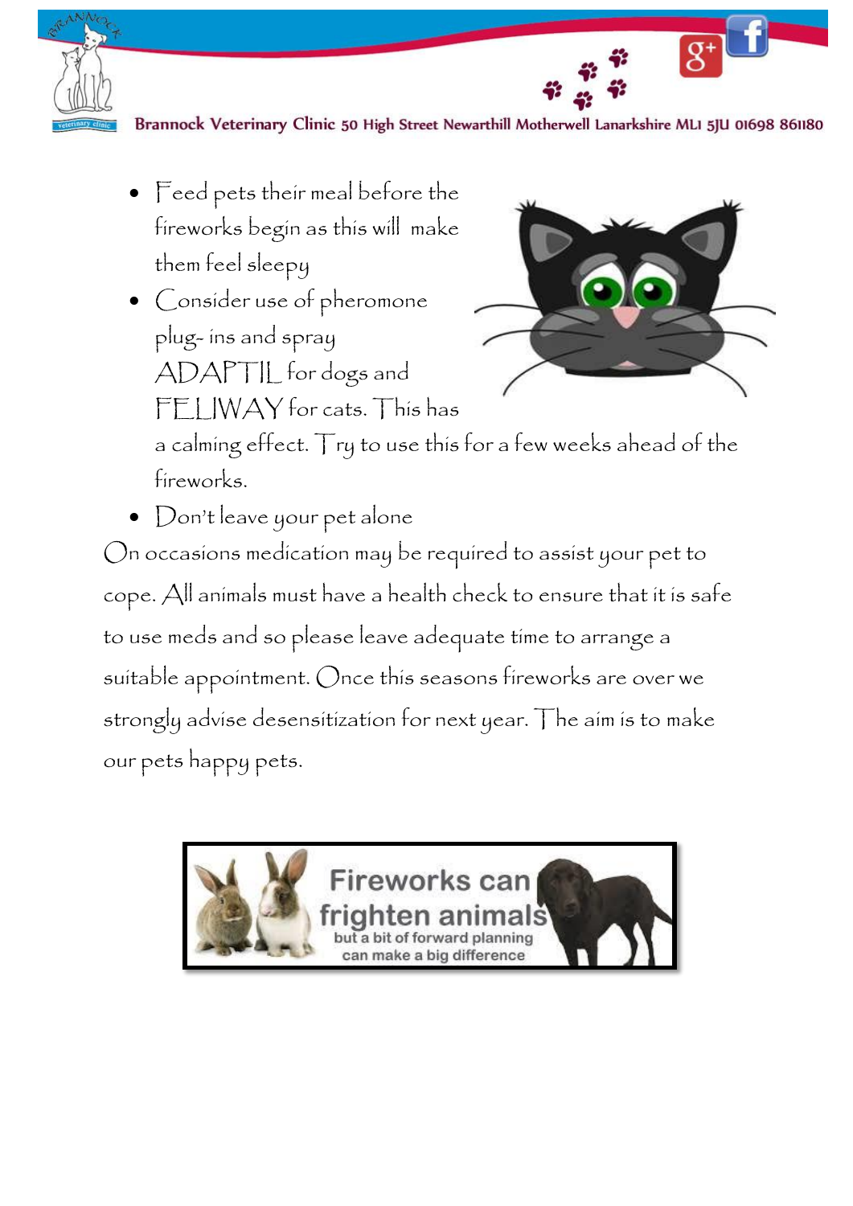- Feed pets their meal before the fireworks begin as this will make them feel sleepy
- Consider use of pheromone plug- ins and spray ADAPTIL for dogs and FELIWAY for cats. This has a calming effect. Try to use this for a few weeks ahead of the fireworks.
- Don't leave your pet alone

On occasions medication may be required to assist your pet to cope. All animals must have a health check to ensure that it is safe to use meds and so please leave adequate time to arrange a suitable appointment. Once this seasons fireworks are over we strongly advise desensitization for next year. The aim is to make our pets happy pets.

Fireworks can frighten animals
but a bit of forward planning can make a big difference